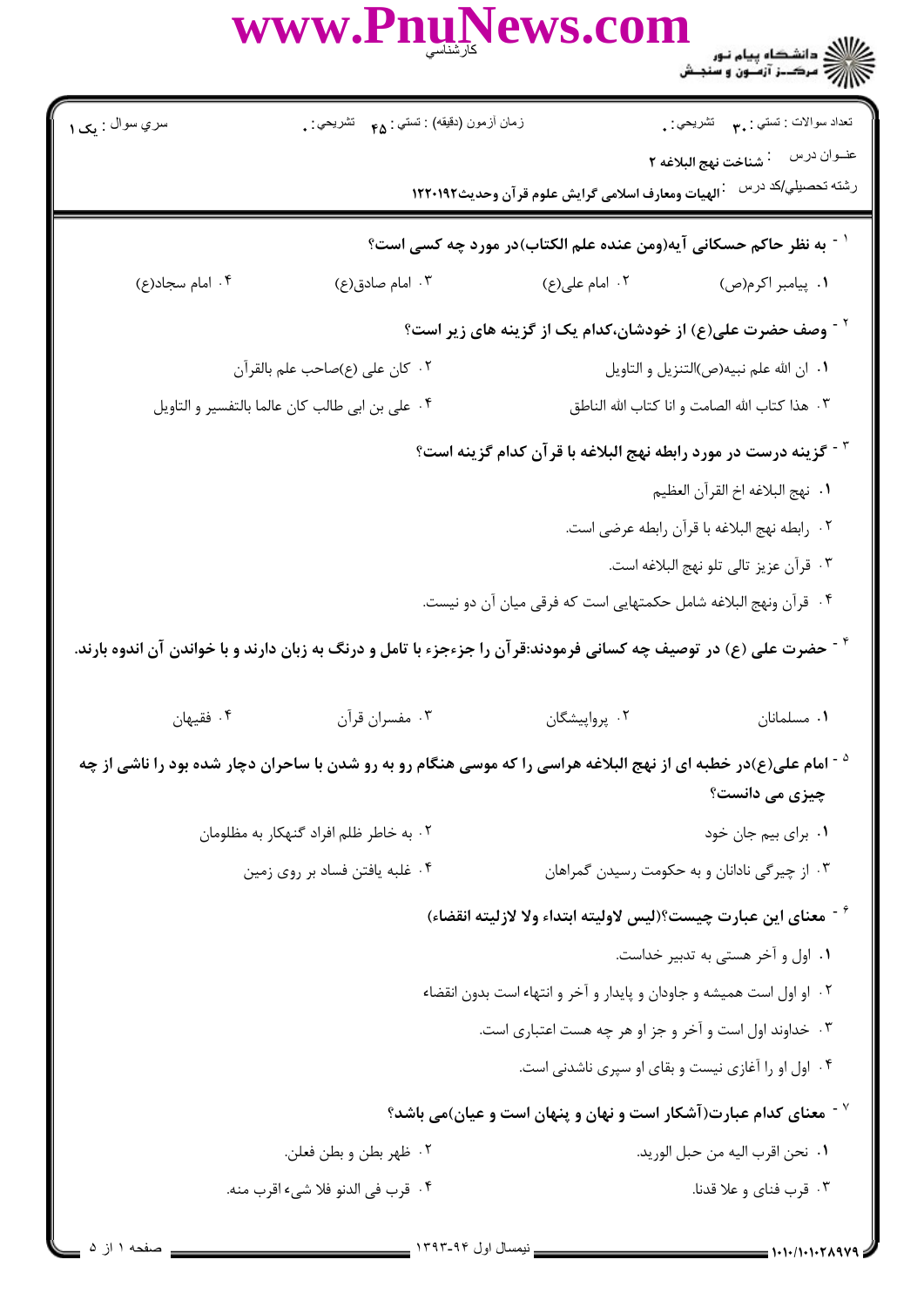سري سوال : یک ۱

زمان آزمون (دقیقه) : تستی : ۴۵ تشریحی : ۰

تعداد سوالات : تستی : ۳۰ تشریحی : ۰

عنـوان درس : شناخت نهج البلاغه ۲

رشته تحصیلی/کد درس : الهیات ومعارف اسلامی گرایش علوم قرآن وحدیث۱۲۲۰۱۹۲

۱- به نظر حاکم حسکانی آیه(ومن عنده علم الکتاب)در مورد چه کسی است؟

۱. پیامبر اکرم(ص)
۲. امام علی(ع)
۳. امام صادق(ع)
۴. امام سجاد(ع)

۲- وصف حضرت علی(ع) از خودشان،کدام یک از گزینه های زیر است؟

۱. ان الله علم نبیه(ص)التنزیل و التاویل
۲. کان علی (ع)صاحب علم بالقرآن
۳. هذا کتاب الله الصامت و انا کتاب الله الناطق
۴. علی بن ابی طالب کان عالما بالتفسیر و التاویل

۳- گزینه درست در مورد رابطه نهج البلاغه با قرآن کدام گزینه است؟

۱. نهج البلاغه اخ القرآن العظیم
۲. رابطه نهج البلاغه با قرآن رابطه عرضی است.
۳. قرآن عزیز تالی تلو نهج البلاغه است.
۴. قرآن ونهج البلاغه شامل حکمتهایی است که فرقی میان آن دو نیست.

۴- حضرت علی (ع) در توصیف چه کسانی فرمودند:قرآن را جزءجزء با تامل و درنگ به زبان دارند و با خواندن آن اندوه بارند.

۱. مسلمانان
۲. پرواپیشگان
۳. مفسران قرآن
۴. فقیهان

۵- امام علی(ع)در خطبه ای از نهج البلاغه هراسی را که موسی هنگام رو به رو شدن با ساحران دچار شده بود را ناشی از چه چیزی می دانست؟

۱. برای بیم جان خود
۲. به خاطر ظلم افراد گنهکار به مظلومان
۳. از چیرگی نادانان و به حکومت رسیدن گمراهان
۴. غلبه یافتن فساد بر روی زمین

۶- معنای این عبارت چیست؟(لیس لاولیته ابتداء ولا لازلیته انقضاء)

۱. اول و آخر هستی به تدبیر خداست.
۲. او اول است همیشه و جاودان و پایدار و آخر و انتهاء است بدون انقضاء
۳. خداوند اول است و آخر و جز او هر چه هست اعتباری است.
۴. اول او را آغازی نیست و بقای او سپری ناشدنی است.

۷- معنای کدام عبارت(آشکار است و نهان و پنهان است و عیان)می باشد؟

۱. نحن اقرب الیه من حبل الورید.
۲. ظهر بطن و بطن فعلن.
۳. قرب فنای و علا قدنا.
۴. قرب فی الدنو فلا شیء اقرب منه.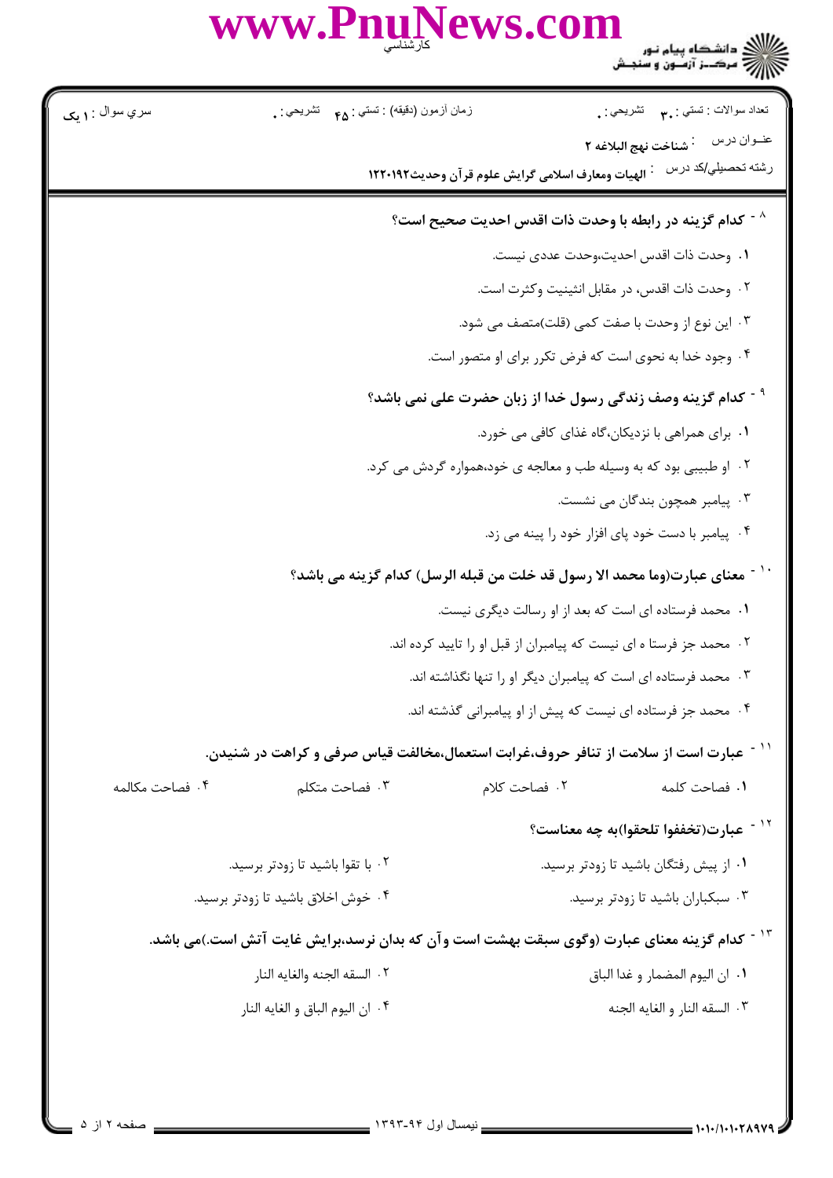۸- کدام گزینه در رابطه با وحدت ذات اقدس احدیت صحیح است؟

۱. وحدت ذات اقدس احدیت،وحدت عددی نیست.

۲. وحدت ذات اقدس، در مقابل اثنینیت وکثرت است.

۳. این نوع از وحدت با صفت کمی (قلت)متصف می شود.

۴. وجود خدا به نحوی است که فرض تکرر برای او متصور است.

۹- کدام گزینه وصف زندگی رسول خدا از زبان حضرت علی نمی باشد؟

۱. برای همراهی با نزدیکان،گاه غذای کافی می خورد.

۲. او طبیبی بود که به وسیله طب و معالجه ی خود،همواره گردش می کرد.

۳. پیامبر همچون بندگان می نشست.

۴. پیامبر با دست خود پای افزار خود را پینه می زد.

۱۰- معنای عبارت(وما محمد الا رسول قد خلت من قبله الرسل) کدام گزینه می باشد؟

۱. محمد فرستاده ای است که بعد از او رسالت دیگری نیست.

۲. محمد جز فرستا ه ای نیست که پیامبران از قبل او را تایید کرده اند.

۳. محمد فرستاده ای است که پیامبران دیگر او را تنها نگذاشته اند.

۴. محمد جز فرستاده ای نیست که پیش از او پیامبرانی گذشته اند.

۱۱- عبارت است از سلامت از تنافر حروف،غرابت استعمال،مخالفت قیاس صرفی و کراهت در شنیدن.

۱. فصاحت کلمه ۲. فصاحت کلام ۳. فصاحت متکلم ۴. فصاحت مکالمه

۱۲- عبارت(تخففوا تلحقوا)به چه معناست؟

۱. از پیش رفتگان باشید تا زودتر برسید.

۲. با تقوا باشید تا زودتر برسید.

۳. سبکباران باشید تا زودتر برسید.

۴. خوش اخلاق باشید تا زودتر برسید.

۱۳- کدام گزینه معنای عبارت (وگوی سبقت بهشت است وآن که بدان نرسد،برایش غایت آتش است.)می باشد.

۱. ان الیوم المضمار و غدا الباق

۲. السقه الجنه والغایه النار

۳. السقه النار و الغایه الجنه

۴. ان الیوم الباق و الغایه النار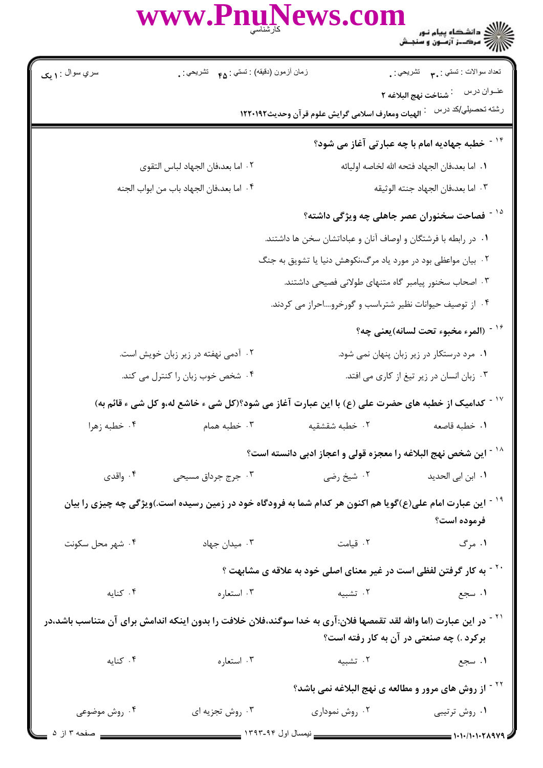سري سوال : ۱ یک

زمان آزمون (دقیقه) : تستي : ۴۵ تشریحي : ۰

تعداد سوالات : تستي : ۳۰ تشریحي : ۰

عنوان درس : شناخت نهج البلاغه ۲

رشته تحصيلي/کد درس : الهيات ومعارف اسلامی گرايش علوم قرآن وحديث۱۲۲۰۱۹۲

**۱۴ - خطبه جهادیه امام با چه عبارتی آغاز می شود؟**

۱. اما بعد،فان الجهاد فتحه الله لخاصه اولیائه

۲. اما بعد،فان الجهاد لباس التقوی

۳. اما بعد،فان الجهاد جنته الوثیقه

۴. اما بعد،فان الجهاد باب من ابواب الجنه

**۱۵ - فصاحت سخنوران عصر جاهلی چه ویژگی داشته؟**

۱. در رابطه با فرشتگان و اوصاف آنان و عباداتشان سخن ها داشتند.

۲. بیان مواعظی بود در مورد یاد مرگ،نکوهش دنیا یا تشویق به جنگ

۳. اصحاب سخنور پیامبر گاه متنهای طولانی فصیحی داشتند.

۴. از توصیف حیوانات نظیر شتر،اسب و گورخرو....احراز می کردند.

**۱۶ - (المرء مخبوء تحت لسانه)یعنی چه؟**

۱. مرد درستکار در زیر زبان پنهان نمی شود.

۲. آدمی نهفته در زیر زبان خویش است.

۳. زبان انسان در زیر تیغ از کاری می افتد.

۴. شخص خوب زبان را کنترل می کند.

**۱۷ - کدامیک از خطبه های حضرت علی (ع) با این عبارت آغاز می شود؟(کل شی ء خاشع له،و کل شی ء قائم به)**

۱. خطبه قاصعه

۲. خطبه شقشقیه

۳. خطبه همام

۴. خطبه زهرا

**۱۸ - این شخص نهج البلاغه را معجزه قولی و اعجاز ادبی دانسته است؟**

۱. ابن ابی الحدید

۲. شیخ رضی

۳. جرج جرداق مسیحی

۴. واقدی

**۱۹ - این عبارت امام علی(ع)گویا هم اکنون هر کدام شما به فرودگاه خود در زمین رسیده است.)ویژگی چه چیزی را بیان فرموده است؟**

۱. مرگ

۲. قیامت

۳. میدان جهاد

۴. شهر محل سکونت

**۲۰ - به کار گرفتن لفظی است در غیر معنای اصلی خود به علاقه ی مشابهت ؟**

۱. سجع

۲. تشبیه

۳. استعاره

۴. کنایه

**۲۱ - در این عبارت (اما والله لقد تقمصها فلان:آری به خدا سوگند،فلان خلافت را بدون اینکه اندامش برای آن متناسب باشد،در برکرد .) چه صنعتی در آن به کار رفته است؟**

۱. سجع

۲. تشبیه

۳. استعاره

۴. کنایه

**۲۲ - از روش های مرور و مطالعه ی نهج البلاغه نمی باشد؟**

۱. روش ترتیبی

۲. روش نموداری

۳. روش تجزیه ای

۴. روش موضوعی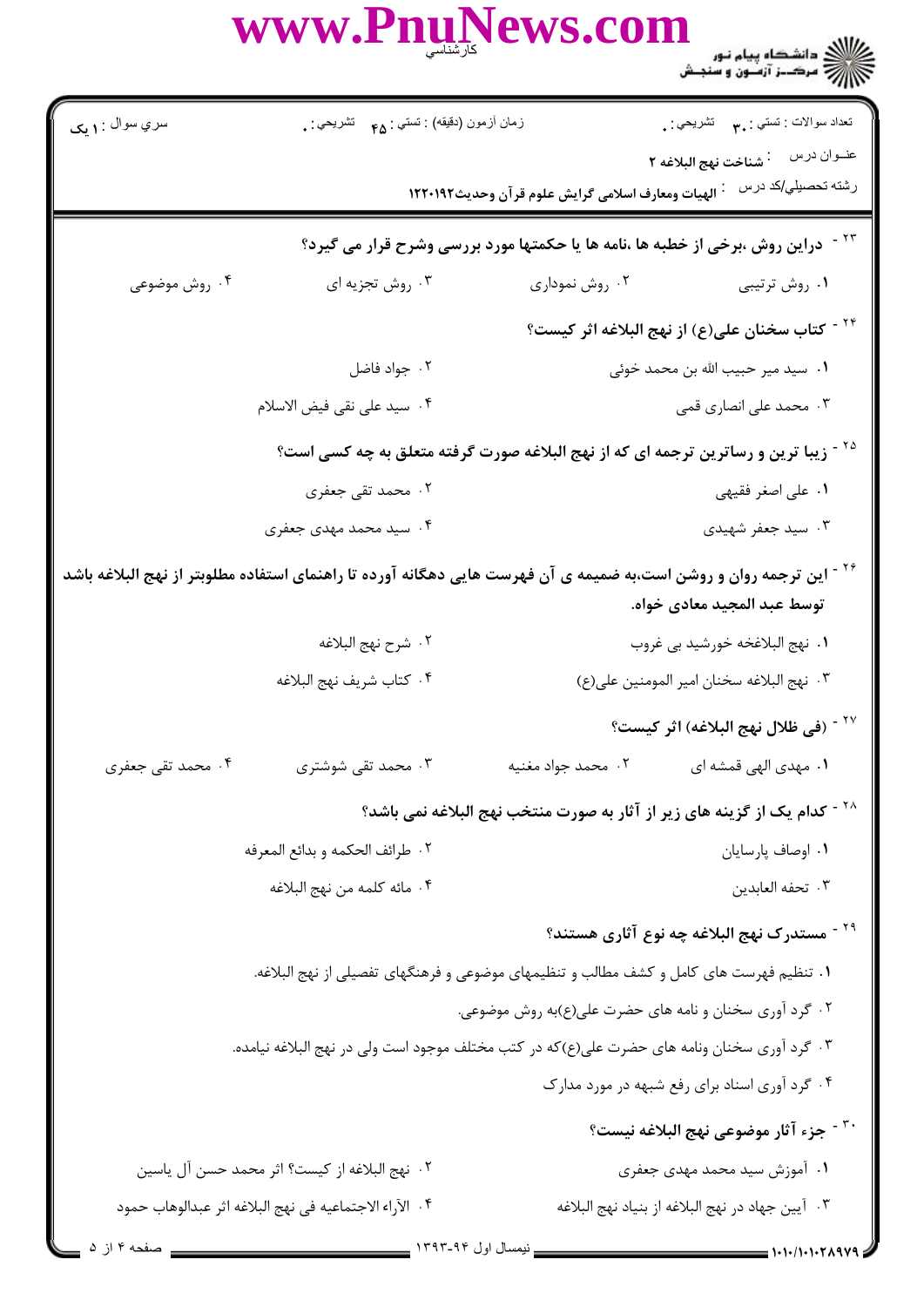۲۳ - دراین روش ،برخی از خطبه ها ،نامه ها یا حکمتها مورد بررسی وشرح قرار می گیرد؟

۱. روش ترتیبی
۲. روش نموداری
۳. روش تجزیه ای
۴. روش موضوعی

۲۴ - کتاب سخنان علی(ع) از نهج البلاغه اثر کیست؟

۱. سید میر حبیب الله بن محمد خوئی
۲. جواد فاضل
۳. محمد علی انصاری قمی
۴. سید علی نقی فیض الاسلام

۲۵ - زیبا ترین و رساترین ترجمه ای که از نهج البلاغه صورت گرفته متعلق به چه کسی است؟

۱. علی اصغر فقیهی
۲. محمد تقی جعفری
۳. سید جعفر شهیدی
۴. سید محمد مهدی جعفری

۲۶ - این ترجمه روان و روشن است،به ضمیمه ی آن فهرست هایی دهگانه آورده تا راهنمای استفاده مطلوبتر از نهج البلاغه باشد توسط عبد المجید معادی خواه.

۱. نهج البلاغه خورشید بی غروب
۲. شرح نهج البلاغه
۳. نهج البلاغه سخنان امیر المومنین علی(ع)
۴. کتاب شریف نهج البلاغه

۲۷ - (فی ظلال نهج البلاغه) اثر کیست؟

۱. مهدی الهی قمشه ای
۲. محمد جواد مغنیه
۳. محمد تقی شوشتری
۴. محمد تقی جعفری

۲۸ - کدام یک از گزینه های زیر از آثار به صورت منتخب نهج البلاغه نمی باشد؟

۱. اوصاف پارسایان
۲. طرائف الحکمه و بدائع المعرفه
۳. تحفه العابدین
۴. مائه کلمه من نهج البلاغه

۲۹ - مستدرک نهج البلاغه چه نوع آثاری هستند؟

۱. تنظیم فهرست های کامل و کشف مطالب و تنظیمهای موضوعی و فرهنگهای تفصیلی از نهج البلاغه.
۲. گرد آوری سخنان و نامه های حضرت علی(ع)به روش موضوعی.
۳. گرد آوری سخنان ونامه های حضرت علی(ع)که در کتب مختلف موجود است ولی در نهج البلاغه نیامده.
۴. گرد آوری اسناد برای رفع شبهه در مورد مدارک

۳۰ - جزء آثار موضوعی نهج البلاغه نیست؟

۱. آموزش سید محمد مهدی جعفری
۲. نهج البلاغه از کیست؟ اثر محمد حسن آل یاسین
۳. آیین جهاد در نهج البلاغه از بنیاد نهج البلاغه
۴. الآراء الاجتماعیه فی نهج البلاغه اثر عبدالوهاب حمود